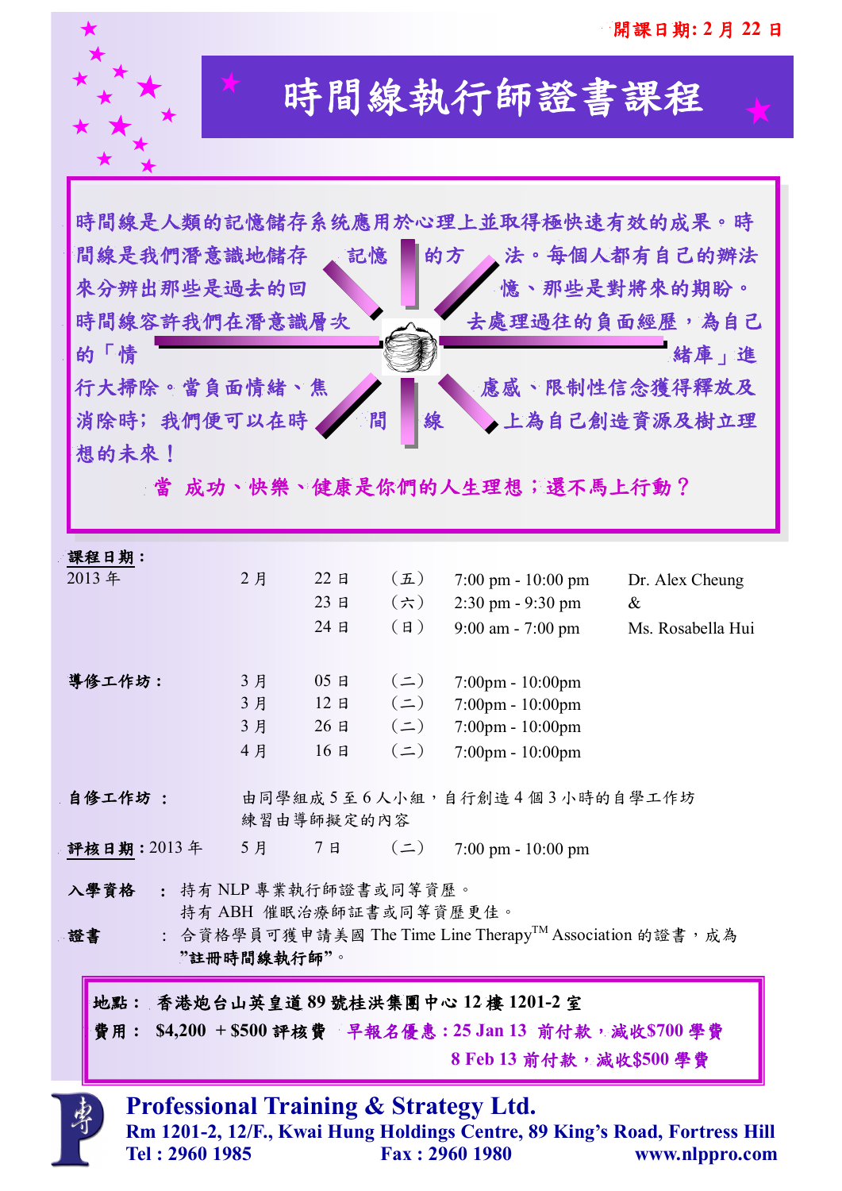開課日期: 2 月 22 日

# 時間線執行師證書課程

時間線是人類的記憶儲存系統應用於心理上並取得極快速有效的成果。時間線是我們潛意識地儲存記憶的方法。每個人都有自己的辦法來分辨出那些是過去的回憶、那些是對將來的期盼。時間線容許我們在潛意識層次去處理過往的負面經歷，為自己的「情緒庫」進行大掃除。當負面情緒、焦慮感、限制性信念獲得釋放及消除時；我們便可以在時間線上為自己創造資源及樹立理想的未來！

**當 成功、快樂、健康是你們的人生理想；還不馬上行動？**

**課程日期：**

| | | | | | |
|---|---|---|---|---|---|
| 2013 年 | 2 月 | 22 日 | （五） | 7:00 pm - 10:00 pm | Dr. Alex Cheung |
| | | 23 日 | （六） | 2:30 pm - 9:30 pm | & |
| | | 24 日 | （日） | 9:00 am - 7:00 pm | Ms. Rosabella Hui |

**導修工作坊：**

| | | | |
|---|---|---|---|
| 3 月 | 05 日 | （二） | 7:00pm - 10:00pm |
| 3 月 | 12 日 | （二） | 7:00pm - 10:00pm |
| 3 月 | 26 日 | （二） | 7:00pm - 10:00pm |
| 4 月 | 16 日 | （二） | 7:00pm - 10:00pm |

**自修工作坊：** 由同學組成 5 至 6 人小組，自行創造 4 個 3 小時的自學工作坊練習由導師擬定的內容

**評核日期：**2013 年 5 月 7 日 （二） 7:00 pm - 10:00 pm

**入學資格**：持有 NLP 專業執行師證書或同等資歷。
持有 ABH 催眠治療師証書或同等資歷更佳。

**證書**：合資格學員可獲申請美國 The Time Line Therapy™ Association 的證書，成為**"註冊時間線執行師"**。

**地點：香港炮台山英皇道 89 號桂洪集團中心 12 樓 1201-2 室**

**費用： $4,200 ＋$500 評核費　早報名優惠：25 Jan 13 前付款，減收$700 學費**
**8 Feb 13 前付款，減收$500 學費**

**Professional Training & Strategy Ltd.**
**Rm 1201-2, 12/F., Kwai Hung Holdings Centre, 89 King's Road, Fortress Hill**
**Tel : 2960 1985　Fax : 2960 1980　www.nlppro.com**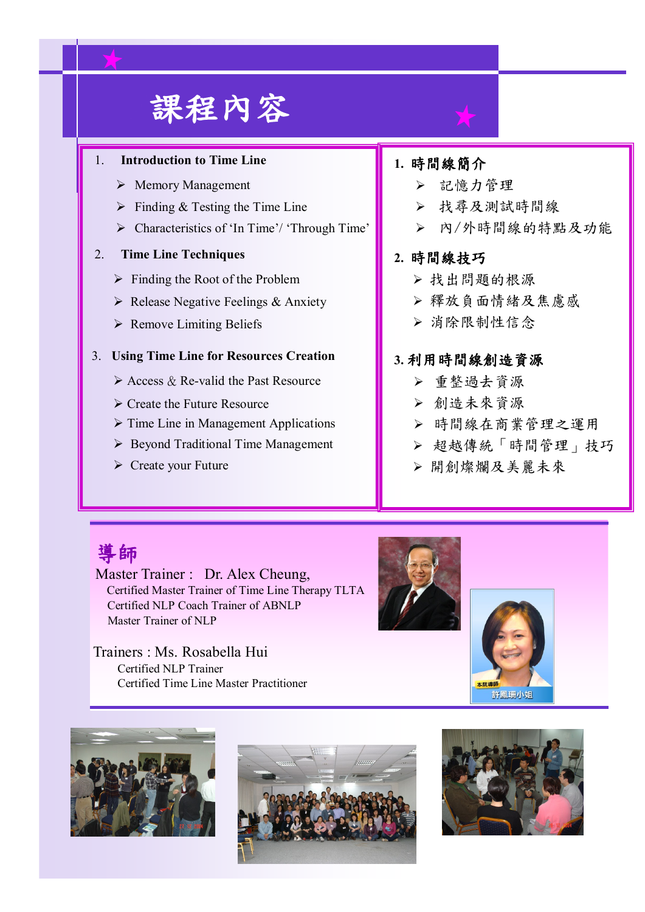# 課程內容

1. **Introduction to Time Line**
   - Memory Management
   - Finding & Testing the Time Line
   - Characteristics of 'In Time'/ 'Through Time'

2. **Time Line Techniques**
   - Finding the Root of the Problem
   - Release Negative Feelings & Anxiety
   - Remove Limiting Beliefs

3. **Using Time Line for Resources Creation**
   - Access & Re-valid the Past Resource
   - Create the Future Resource
   - Time Line in Management Applications
   - Beyond Traditional Time Management
   - Create your Future

**1. 時間線簡介**
- 記憶力管理
- 找尋及測試時間線
- 內/外時間線的特點及功能

**2. 時間線技巧**
- 找出問題的根源
- 釋放負面情緒及焦慮感
- 消除限制性信念

**3. 利用時間線創造資源**
- 重整過去資源
- 創造未來資源
- 時間線在商業管理之運用
- 超越傳統「時間管理」技巧
- 開創燦爛及美麗未來

## 導師

Master Trainer : Dr. Alex Cheung,
Certified Master Trainer of Time Line Therapy TLTA
Certified NLP Coach Trainer of ABNLP
Master Trainer of NLP

Trainers : Ms. Rosabella Hui
Certified NLP Trainer
Certified Time Line Master Practitioner

本院導師
許鳳珊小姐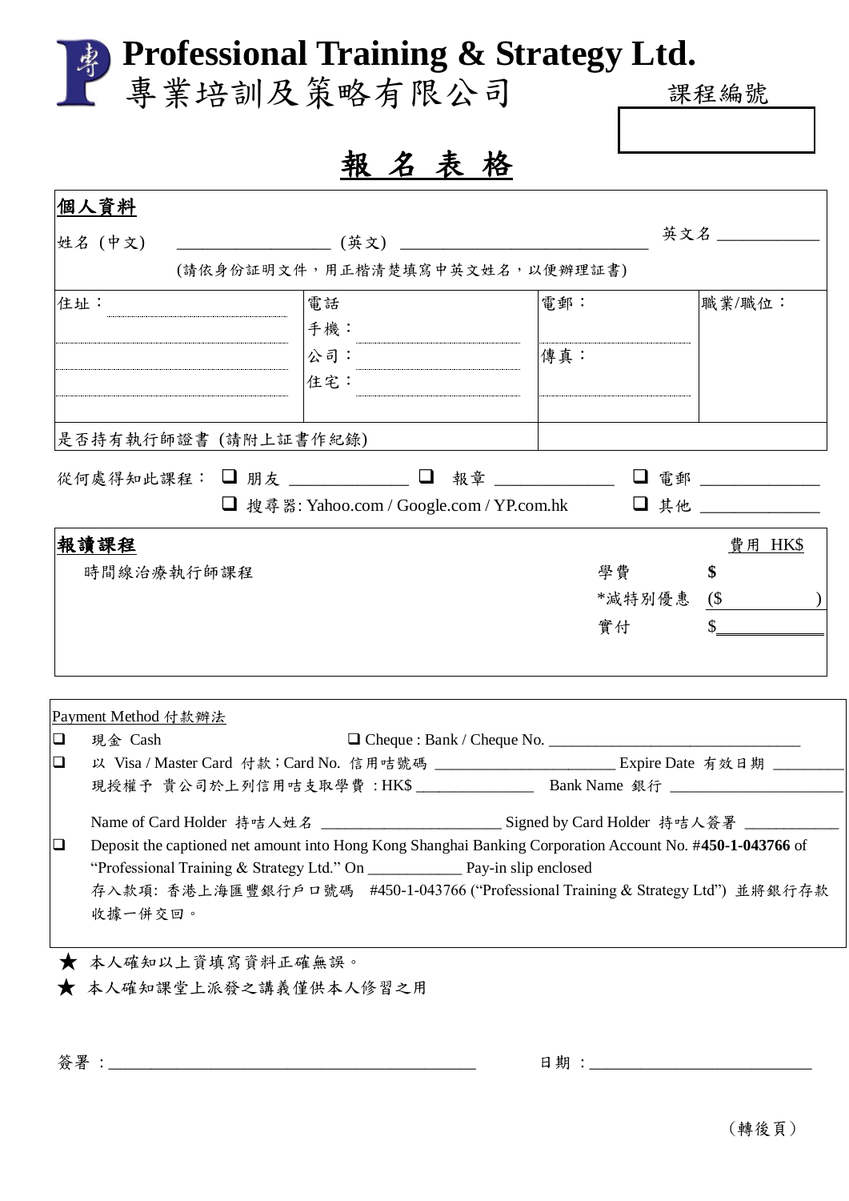# Professional Training & Strategy Ltd.
# 專業培訓及策略有限公司

課程編號

## 報 名 表 格

### 個人資料

姓名 (中文) __________________ (英文) ____________________________ 英文名 ___________

(請依身份証明文件，用正楷清楚填寫中英文姓名，以便辦理証書)

| 住址： | 電話<br>手機：<br>公司：<br>住宅： | 電郵：<br><br>傳真： | 職業/職位： |
|---|---|---|---|
| 是否持有執行師證書 (請附上証書作紀錄) | | | |

從何處得知此課程： ❑ 朋友 _____________ ❑ 報章 _____________ ❑ 電郵 _____________

❑ 搜尋器: Yahoo.com / Google.com / YP.com.hk ❑ 其他 _____________

### 報讀課程

| | | 費用 HK$ |
|---|---|---|
| 時間線治療執行師課程 | 學費 | $ |
| | *減特別優惠 | ($ ) |
| | 實付 | $ |

Payment Method 付款辦法

❑ 現金 Cash ❑ Cheque : Bank / Cheque No. ______________________________

❑ 以 Visa / Master Card 付款；Card No. 信用咭號碼 ______________________ Expire Date 有效日期 _________

現授權予 貴公司於上列信用咭支取學費 : HK$ ______________ Bank Name 銀行 ______________________

Name of Card Holder 持咭人姓名 ______________________ Signed by Card Holder 持咭人簽署 ___________

❑ Deposit the captioned net amount into Hong Kong Shanghai Banking Corporation Account No. #**450-1-043766** of "Professional Training & Strategy Ltd." On ___________ Pay-in slip enclosed

存入款項: 香港上海匯豐銀行戶口號碼 #450-1-043766 ("Professional Training & Strategy Ltd") 並將銀行存款收據一併交回。

★ 本人確知以上資填寫資料正確無誤。

★ 本人確知課堂上派發之講義僅供本人修習之用

簽署 : ________________________________________ 日期 : __________________________

(轉後頁)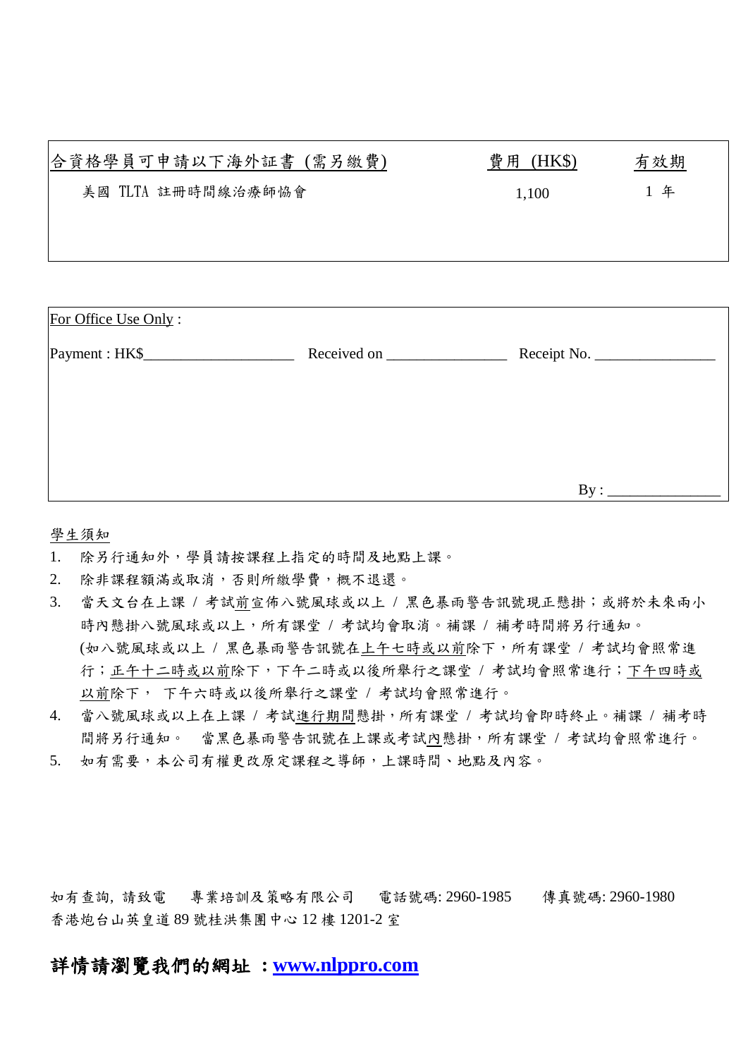| 合資格學員可申請以下海外証書 (需另繳費) | 費用 (HK$) | 有效期 |
| --- | --- | --- |
| 美國 TLTA 註冊時間線治療師協會 | 1,100 | 1 年 |

For Office Use Only :

Payment : HK$____________________ Received on ________________ Receipt No. ________________

By : _______________

學生須知

1. 除另行通知外，學員請按課程上指定的時間及地點上課。
2. 除非課程額滿或取消，否則所繳學費，概不退還。
3. 當天文台在上課 / 考試前宣佈八號風球或以上 / 黑色暴雨警告訊號現正懸掛；或將於未來兩小時內懸掛八號風球或以上，所有課堂 / 考試均會取消。補課 / 補考時間將另行通知。
   (如八號風球或以上 / 黑色暴雨警告訊號在上午七時或以前除下，所有課堂 / 考試均會照常進行；正午十二時或以前除下，下午二時或以後所舉行之課堂 / 考試均會照常進行；下午四時或以前除下， 下午六時或以後所舉行之課堂 / 考試均會照常進行。
4. 當八號風球或以上在上課 / 考試進行期間懸掛，所有課堂 / 考試均會即時終止。補課 / 補考時間將另行通知。 當黑色暴雨警告訊號在上課或考試內懸掛，所有課堂 / 考試均會照常進行。
5. 如有需要，本公司有權更改原定課程之導師，上課時間、地點及內容。

如有查詢, 請致電 專業培訓及策略有限公司 電話號碼: 2960-1985 傳真號碼: 2960-1980
香港炮台山英皇道 89 號桂洪集團中心 12 樓 1201-2 室

**詳情請瀏覽我們的網址 ：www.nlppro.com**